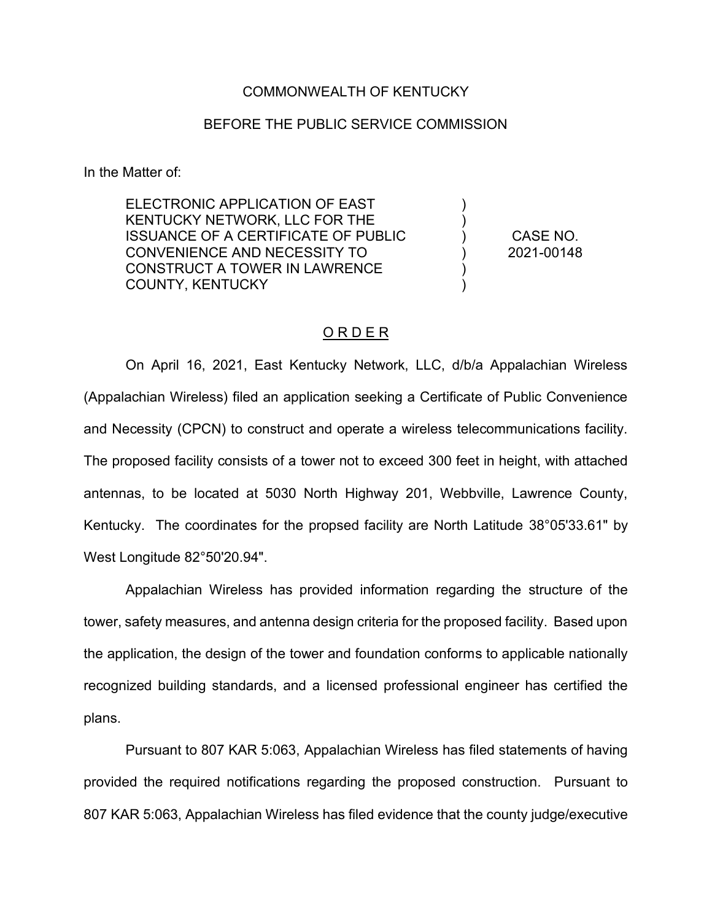COMMONWEALTH OF KENTUCKY

BEFORE THE PUBLIC SERVICE COMMISSION

In the Matter of:

| | | |
|---|---|---|
| ELECTRONIC APPLICATION OF EAST KENTUCKY NETWORK, LLC FOR THE ISSUANCE OF A CERTIFICATE OF PUBLIC CONVENIENCE AND NECESSITY TO CONSTRUCT A TOWER IN LAWRENCE COUNTY, KENTUCKY | ) ) ) ) ) ) | CASE NO. 2021-00148 |

## ORDER

On April 16, 2021, East Kentucky Network, LLC, d/b/a Appalachian Wireless (Appalachian Wireless) filed an application seeking a Certificate of Public Convenience and Necessity (CPCN) to construct and operate a wireless telecommunications facility. The proposed facility consists of a tower not to exceed 300 feet in height, with attached antennas, to be located at 5030 North Highway 201, Webbville, Lawrence County, Kentucky. The coordinates for the propsed facility are North Latitude 38°05'33.61" by West Longitude 82°50'20.94".

Appalachian Wireless has provided information regarding the structure of the tower, safety measures, and antenna design criteria for the proposed facility. Based upon the application, the design of the tower and foundation conforms to applicable nationally recognized building standards, and a licensed professional engineer has certified the plans.

Pursuant to 807 KAR 5:063, Appalachian Wireless has filed statements of having provided the required notifications regarding the proposed construction. Pursuant to 807 KAR 5:063, Appalachian Wireless has filed evidence that the county judge/executive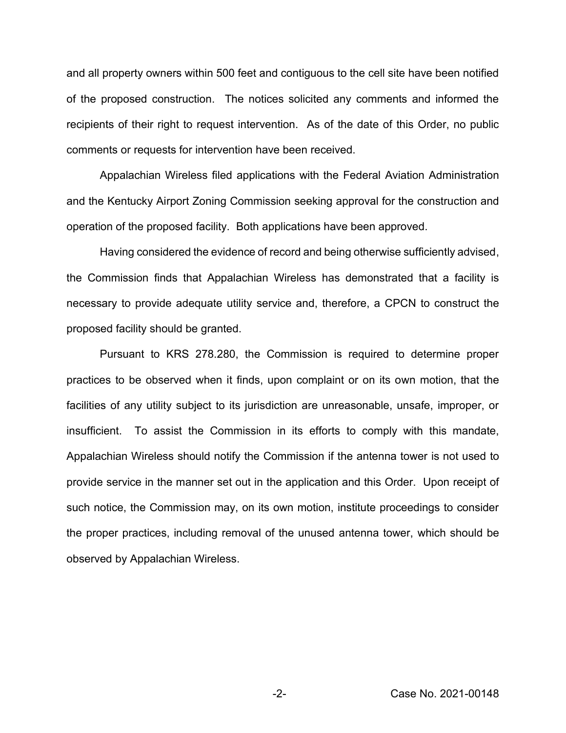and all property owners within 500 feet and contiguous to the cell site have been notified of the proposed construction. The notices solicited any comments and informed the recipients of their right to request intervention. As of the date of this Order, no public comments or requests for intervention have been received.

Appalachian Wireless filed applications with the Federal Aviation Administration and the Kentucky Airport Zoning Commission seeking approval for the construction and operation of the proposed facility. Both applications have been approved.

Having considered the evidence of record and being otherwise sufficiently advised, the Commission finds that Appalachian Wireless has demonstrated that a facility is necessary to provide adequate utility service and, therefore, a CPCN to construct the proposed facility should be granted.

Pursuant to KRS 278.280, the Commission is required to determine proper practices to be observed when it finds, upon complaint or on its own motion, that the facilities of any utility subject to its jurisdiction are unreasonable, unsafe, improper, or insufficient. To assist the Commission in its efforts to comply with this mandate, Appalachian Wireless should notify the Commission if the antenna tower is not used to provide service in the manner set out in the application and this Order. Upon receipt of such notice, the Commission may, on its own motion, institute proceedings to consider the proper practices, including removal of the unused antenna tower, which should be observed by Appalachian Wireless.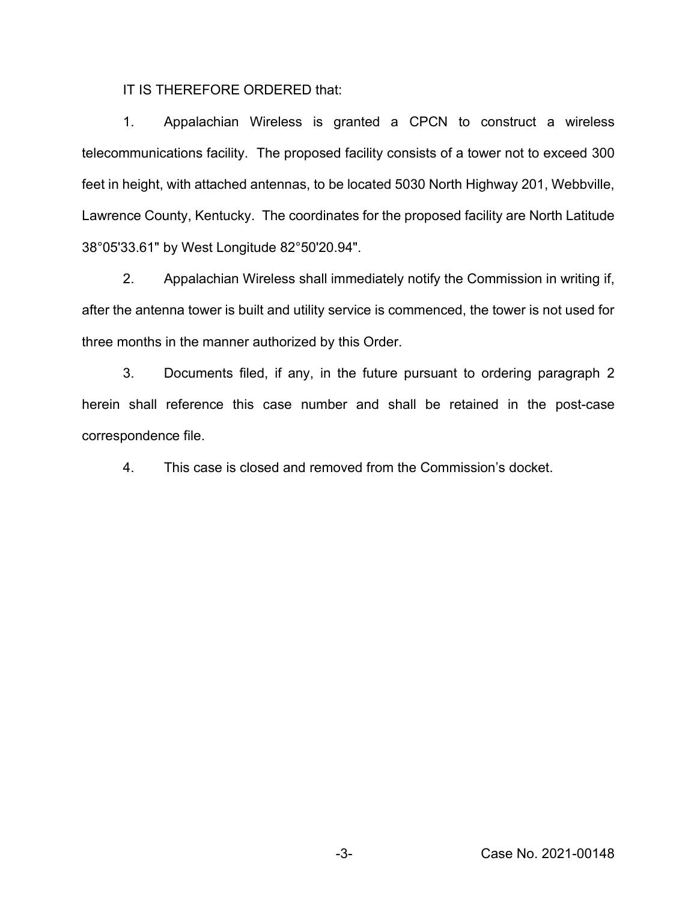IT IS THEREFORE ORDERED that:

1. Appalachian Wireless is granted a CPCN to construct a wireless telecommunications facility. The proposed facility consists of a tower not to exceed 300 feet in height, with attached antennas, to be located 5030 North Highway 201, Webbville, Lawrence County, Kentucky. The coordinates for the proposed facility are North Latitude 38°05'33.61" by West Longitude 82°50'20.94".

2. Appalachian Wireless shall immediately notify the Commission in writing if, after the antenna tower is built and utility service is commenced, the tower is not used for three months in the manner authorized by this Order.

3. Documents filed, if any, in the future pursuant to ordering paragraph 2 herein shall reference this case number and shall be retained in the post-case correspondence file.

4. This case is closed and removed from the Commission's docket.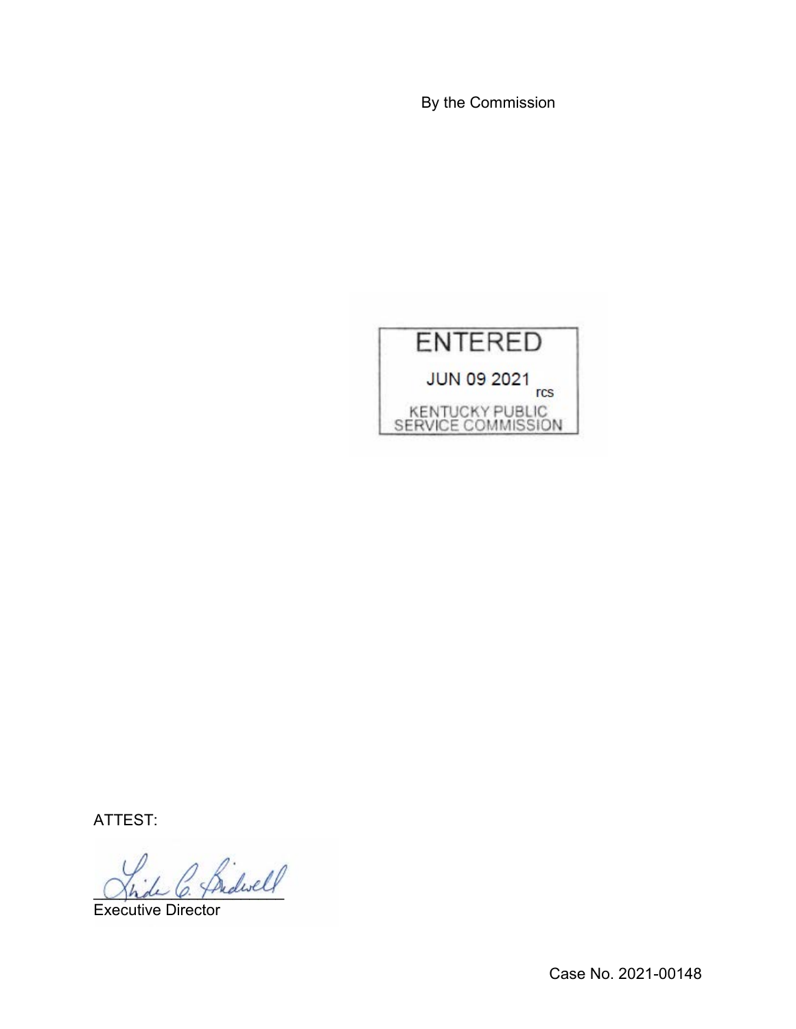By the Commission

ENTERED

JUN 09 2021

rcs

KENTUCKY PUBLIC SERVICE COMMISSION

ATTEST:

Executive Director

Case No. 2021-00148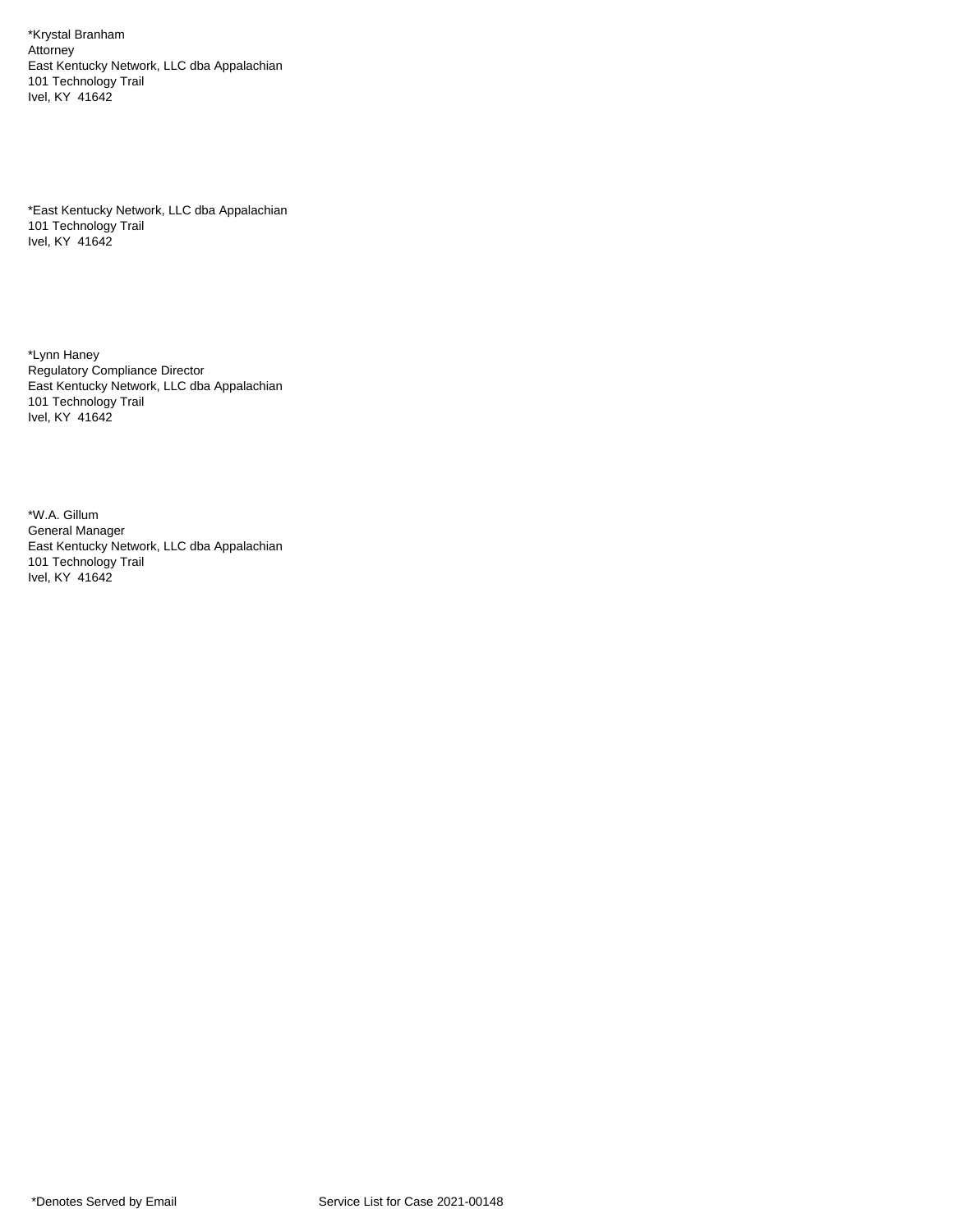*Krystal Branham
Attorney
East Kentucky Network, LLC dba Appalachian
101 Technology Trail
Ivel, KY  41642

*East Kentucky Network, LLC dba Appalachian
101 Technology Trail
Ivel, KY  41642

*Lynn Haney
Regulatory Compliance Director
East Kentucky Network, LLC dba Appalachian
101 Technology Trail
Ivel, KY  41642

*W.A. Gillum
General Manager
East Kentucky Network, LLC dba Appalachian
101 Technology Trail
Ivel, KY  41642

*Denotes Served by Email

Service List for Case 2021-00148